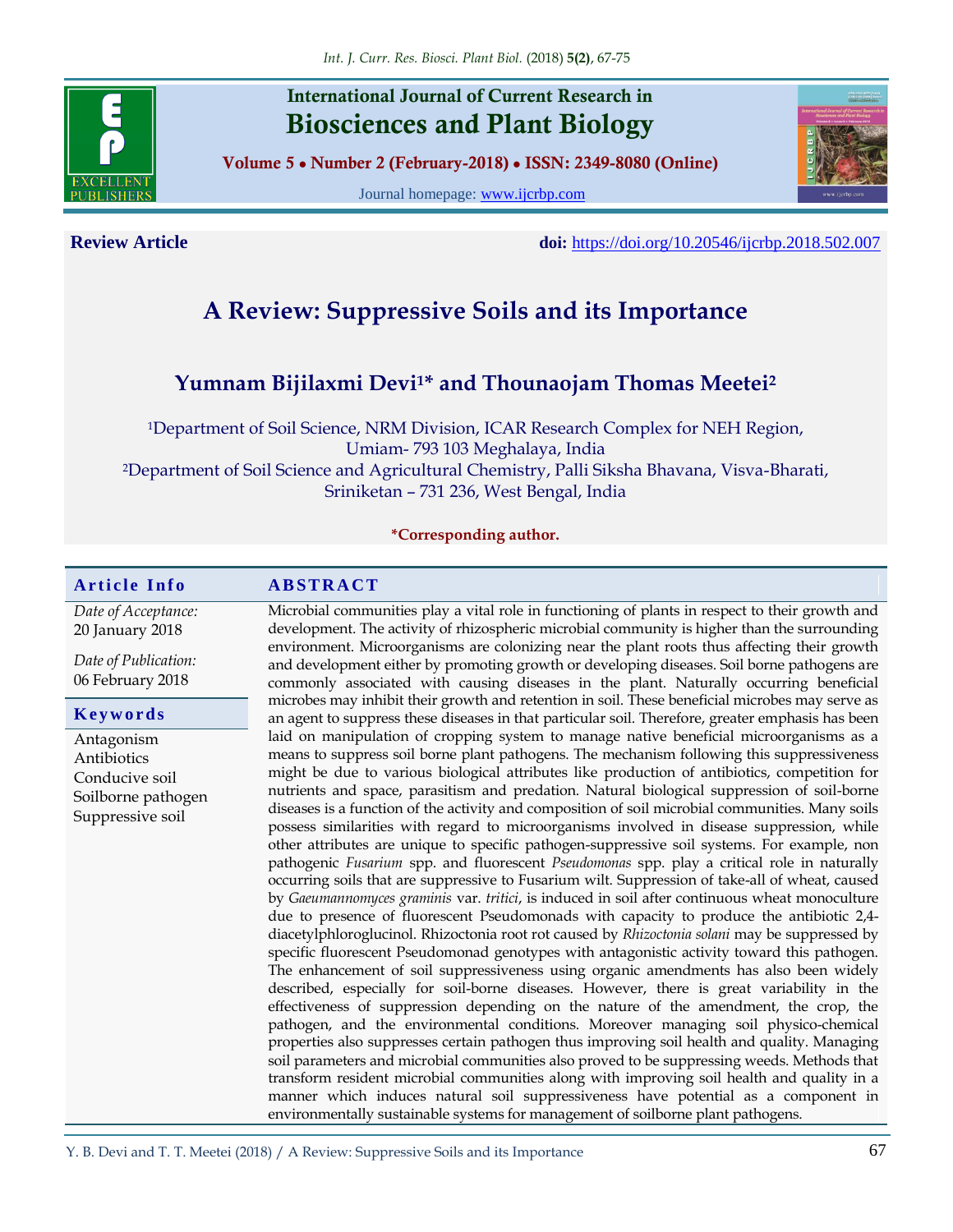**Review Article**

**doi:** https://doi.org/10.20546/ijcrbp.2018.502.007

# A Review: Suppressive Soils and its Importance

## Yumnam Bijilaxmi Devi[1]* and Thounaojam Thomas Meetei[2]

[1]Department of Soil Science, NRM Division, ICAR Research Complex for NEH Region, Umiam- 793 103 Meghalaya, India

[2]Department of Soil Science and Agricultural Chemistry, Palli Siksha Bhavana, Visva-Bharati, Sriniketan – 731 236, West Bengal, India

*Corresponding author.

**Article Info**

*Date of Acceptance:*
20 January 2018

*Date of Publication:*
06 February 2018

**Keywords**

Antagonism
Antibiotics
Conducive soil
Soilborne pathogen
Suppressive soil

**ABSTRACT**

Microbial communities play a vital role in functioning of plants in respect to their growth and development. The activity of rhizospheric microbial community is higher than the surrounding environment. Microorganisms are colonizing near the plant roots thus affecting their growth and development either by promoting growth or developing diseases. Soil borne pathogens are commonly associated with causing diseases in the plant. Naturally occurring beneficial microbes may inhibit their growth and retention in soil. These beneficial microbes may serve as an agent to suppress these diseases in that particular soil. Therefore, greater emphasis has been laid on manipulation of cropping system to manage native beneficial microorganisms as a means to suppress soil borne plant pathogens. The mechanism following this suppressiveness might be due to various biological attributes like production of antibiotics, competition for nutrients and space, parasitism and predation. Natural biological suppression of soil-borne diseases is a function of the activity and composition of soil microbial communities. Many soils possess similarities with regard to microorganisms involved in disease suppression, while other attributes are unique to specific pathogen-suppressive soil systems. For example, non pathogenic *Fusarium* spp. and fluorescent *Pseudomonas* spp. play a critical role in naturally occurring soils that are suppressive to Fusarium wilt. Suppression of take-all of wheat, caused by *Gaeumannomyces graminis* var. *tritici*, is induced in soil after continuous wheat monoculture due to presence of fluorescent Pseudomonads with capacity to produce the antibiotic 2,4-diacetylphloroglucinol. Rhizoctonia root rot caused by *Rhizoctonia solani* may be suppressed by specific fluorescent Pseudomonad genotypes with antagonistic activity toward this pathogen. The enhancement of soil suppressiveness using organic amendments has also been widely described, especially for soil-borne diseases. However, there is great variability in the effectiveness of suppression depending on the nature of the amendment, the crop, the pathogen, and the environmental conditions. Moreover managing soil physico-chemical properties also suppresses certain pathogen thus improving soil health and quality. Managing soil parameters and microbial communities also proved to be suppressing weeds. Methods that transform resident microbial communities along with improving soil health and quality in a manner which induces natural soil suppressiveness have potential as a component in environmentally sustainable systems for management of soilborne plant pathogens.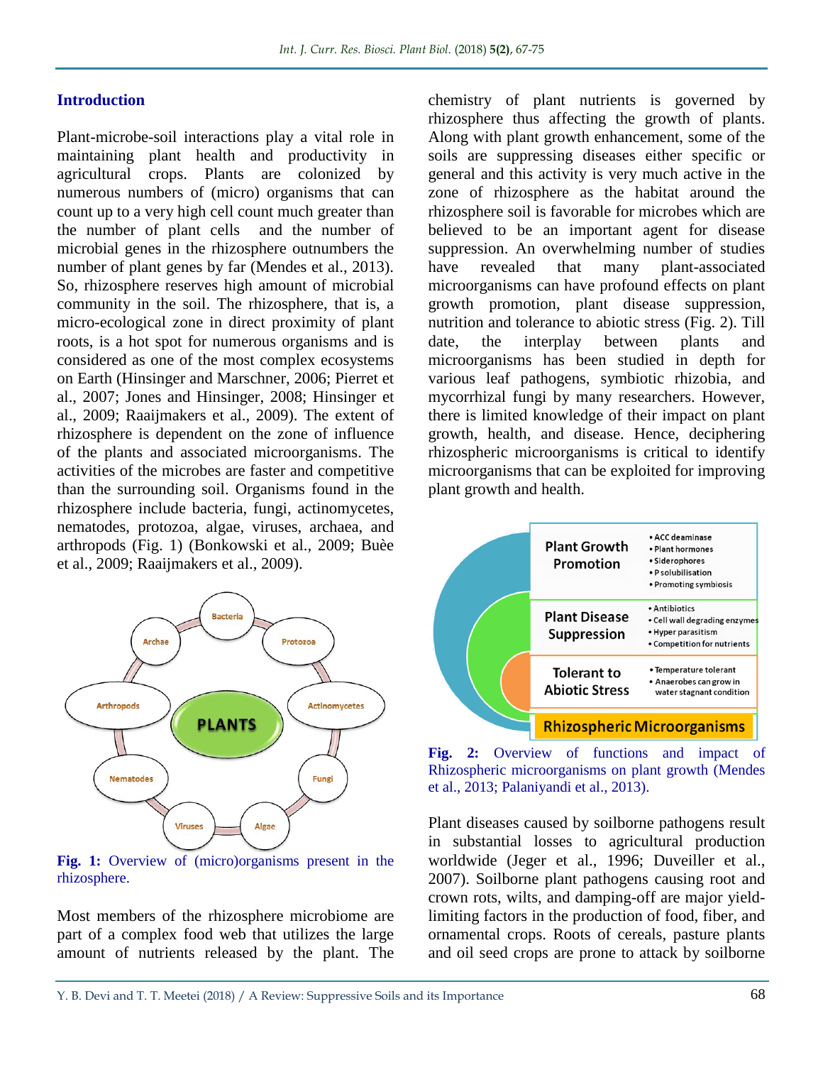## Introduction

Plant-microbe-soil interactions play a vital role in maintaining plant health and productivity in agricultural crops. Plants are colonized by numerous numbers of (micro) organisms that can count up to a very high cell count much greater than the number of plant cells and the number of microbial genes in the rhizosphere outnumbers the number of plant genes by far (Mendes et al., 2013). So, rhizosphere reserves high amount of microbial community in the soil. The rhizosphere, that is, a micro-ecological zone in direct proximity of plant roots, is a hot spot for numerous organisms and is considered as one of the most complex ecosystems on Earth (Hinsinger and Marschner, 2006; Pierret et al., 2007; Jones and Hinsinger, 2008; Hinsinger et al., 2009; Raaijmakers et al., 2009). The extent of rhizosphere is dependent on the zone of influence of the plants and associated microorganisms. The activities of the microbes are faster and competitive than the surrounding soil. Organisms found in the rhizosphere include bacteria, fungi, actinomycetes, nematodes, protozoa, algae, viruses, archaea, and arthropods (Fig. 1) (Bonkowski et al., 2009; Buèe et al., 2009; Raaijmakers et al., 2009).

**Fig. 1:** Overview of (micro)organisms present in the rhizosphere.

Most members of the rhizosphere microbiome are part of a complex food web that utilizes the large amount of nutrients released by the plant. The chemistry of plant nutrients is governed by rhizosphere thus affecting the growth of plants. Along with plant growth enhancement, some of the soils are suppressing diseases either specific or general and this activity is very much active in the zone of rhizosphere as the habitat around the rhizosphere soil is favorable for microbes which are believed to be an important agent for disease suppression. An overwhelming number of studies have revealed that many plant-associated microorganisms can have profound effects on plant growth promotion, plant disease suppression, nutrition and tolerance to abiotic stress (Fig. 2). Till date, the interplay between plants and microorganisms has been studied in depth for various leaf pathogens, symbiotic rhizobia, and mycorrhizal fungi by many researchers. However, there is limited knowledge of their impact on plant growth, health, and disease. Hence, deciphering rhizospheric microorganisms is critical to identify microorganisms that can be exploited for improving plant growth and health.

**Fig. 2:** Overview of functions and impact of Rhizospheric microorganisms on plant growth (Mendes et al., 2013; Palaniyandi et al., 2013).

Plant diseases caused by soilborne pathogens result in substantial losses to agricultural production worldwide (Jeger et al., 1996; Duveiller et al., 2007). Soilborne plant pathogens causing root and crown rots, wilts, and damping-off are major yield-limiting factors in the production of food, fiber, and ornamental crops. Roots of cereals, pasture plants and oil seed crops are prone to attack by soilborne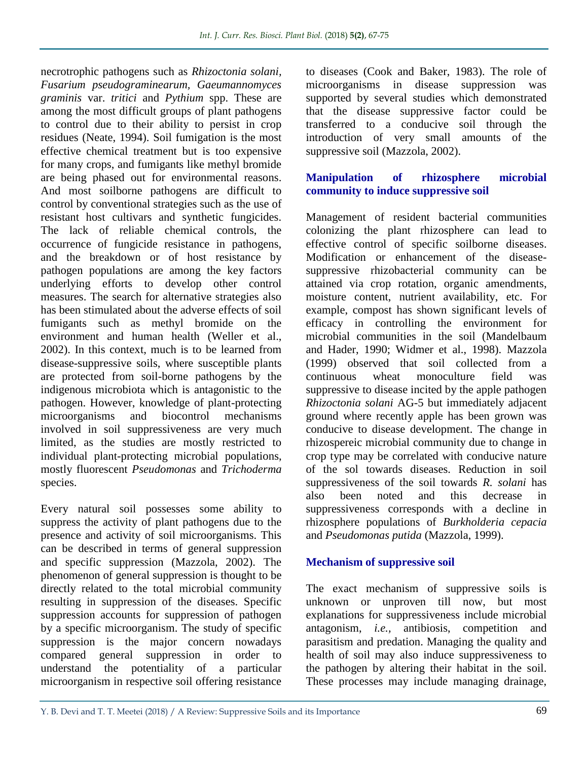necrotrophic pathogens such as *Rhizoctonia solani*, *Fusarium pseudograminearum, Gaeumannomyces graminis* var. *tritici* and *Pythium* spp. These are among the most difficult groups of plant pathogens to control due to their ability to persist in crop residues (Neate, 1994). Soil fumigation is the most effective chemical treatment but is too expensive for many crops, and fumigants like methyl bromide are being phased out for environmental reasons. And most soilborne pathogens are difficult to control by conventional strategies such as the use of resistant host cultivars and synthetic fungicides. The lack of reliable chemical controls, the occurrence of fungicide resistance in pathogens, and the breakdown or of host resistance by pathogen populations are among the key factors underlying efforts to develop other control measures. The search for alternative strategies also has been stimulated about the adverse effects of soil fumigants such as methyl bromide on the environment and human health (Weller et al., 2002). In this context, much is to be learned from disease-suppressive soils, where susceptible plants are protected from soil-borne pathogens by the indigenous microbiota which is antagonistic to the pathogen. However, knowledge of plant-protecting microorganisms and biocontrol mechanisms involved in soil suppressiveness are very much limited, as the studies are mostly restricted to individual plant-protecting microbial populations, mostly fluorescent *Pseudomonas* and *Trichoderma* species.

Every natural soil possesses some ability to suppress the activity of plant pathogens due to the presence and activity of soil microorganisms. This can be described in terms of general suppression and specific suppression (Mazzola, 2002). The phenomenon of general suppression is thought to be directly related to the total microbial community resulting in suppression of the diseases. Specific suppression accounts for suppression of pathogen by a specific microorganism. The study of specific suppression is the major concern nowadays compared general suppression in order to understand the potentiality of a particular microorganism in respective soil offering resistance to diseases (Cook and Baker, 1983). The role of microorganisms in disease suppression was supported by several studies which demonstrated that the disease suppressive factor could be transferred to a conducive soil through the introduction of very small amounts of the suppressive soil (Mazzola, 2002).

## Manipulation of rhizosphere microbial community to induce suppressive soil

Management of resident bacterial communities colonizing the plant rhizosphere can lead to effective control of specific soilborne diseases. Modification or enhancement of the disease-suppressive rhizobacterial community can be attained via crop rotation, organic amendments, moisture content, nutrient availability, etc. For example, compost has shown significant levels of efficacy in controlling the environment for microbial communities in the soil (Mandelbaum and Hader, 1990; Widmer et al., 1998). Mazzola (1999) observed that soil collected from a continuous wheat monoculture field was suppressive to disease incited by the apple pathogen *Rhizoctonia solani* AG-5 but immediately adjacent ground where recently apple has been grown was conducive to disease development. The change in rhizospereic microbial community due to change in crop type may be correlated with conducive nature of the sol towards diseases. Reduction in soil suppressiveness of the soil towards *R. solani* has also been noted and this decrease in suppressiveness corresponds with a decline in rhizosphere populations of *Burkholderia cepacia* and *Pseudomonas putida* (Mazzola, 1999).

## Mechanism of suppressive soil

The exact mechanism of suppressive soils is unknown or unproven till now, but most explanations for suppressiveness include microbial antagonism, *i.e.,* antibiosis, competition and parasitism and predation. Managing the quality and health of soil may also induce suppressiveness to the pathogen by altering their habitat in the soil. These processes may include managing drainage,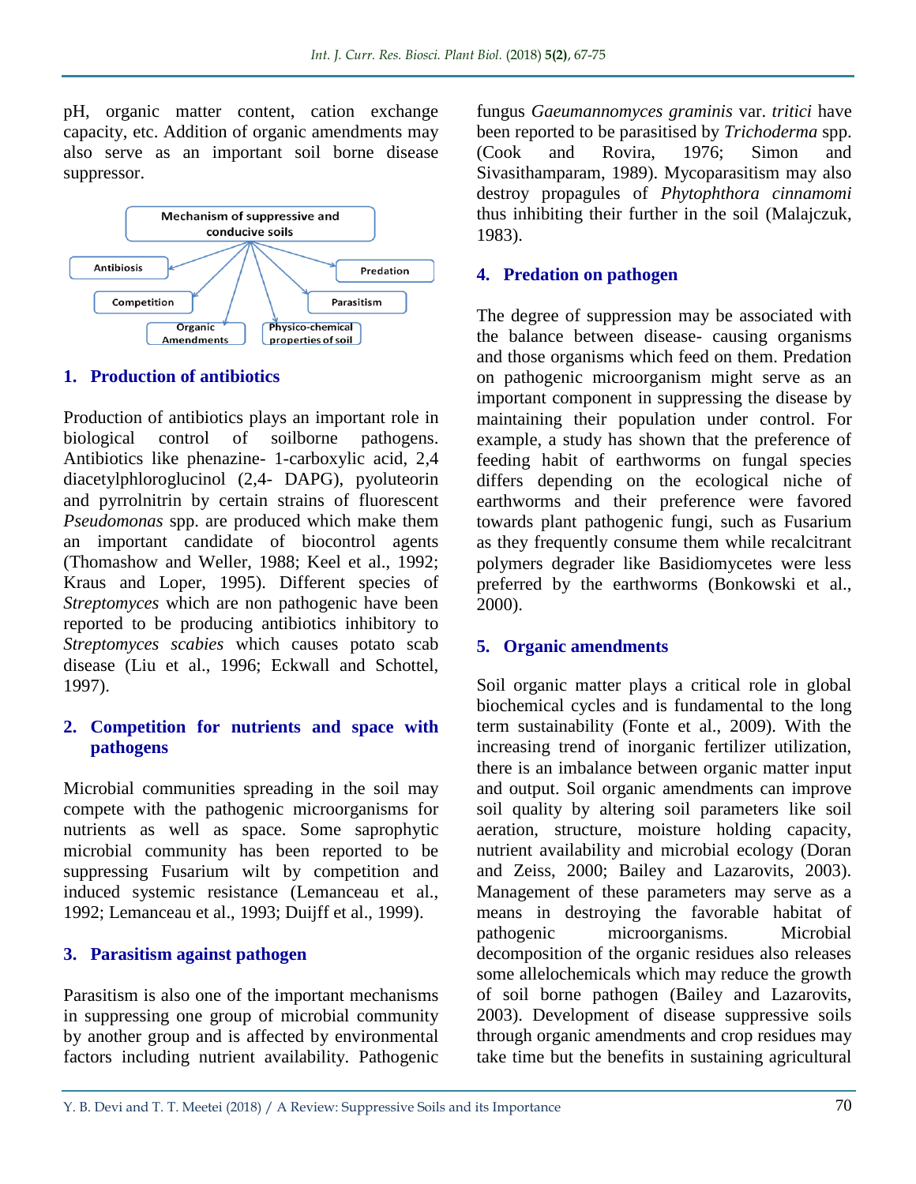pH, organic matter content, cation exchange capacity, etc. Addition of organic amendments may also serve as an important soil borne disease suppressor.

Mechanism of suppressive and conducive soils

Antibiosis | Predation | Competition | Parasitism | Organic Amendments | Physico-chemical properties of soil

## 1. Production of antibiotics

Production of antibiotics plays an important role in biological control of soilborne pathogens. Antibiotics like phenazine- 1-carboxylic acid, 2,4 diacetylphloroglucinol (2,4- DAPG), pyoluteorin and pyrrolnitrin by certain strains of fluorescent *Pseudomonas* spp. are produced which make them an important candidate of biocontrol agents (Thomashow and Weller, 1988; Keel et al., 1992; Kraus and Loper, 1995). Different species of *Streptomyces* which are non pathogenic have been reported to be producing antibiotics inhibitory to *Streptomyces scabies* which causes potato scab disease (Liu et al., 1996; Eckwall and Schottel, 1997).

## 2. Competition for nutrients and space with pathogens

Microbial communities spreading in the soil may compete with the pathogenic microorganisms for nutrients as well as space. Some saprophytic microbial community has been reported to be suppressing Fusarium wilt by competition and induced systemic resistance (Lemanceau et al., 1992; Lemanceau et al., 1993; Duijff et al., 1999).

## 3. Parasitism against pathogen

Parasitism is also one of the important mechanisms in suppressing one group of microbial community by another group and is affected by environmental factors including nutrient availability. Pathogenic fungus *Gaeumannomyces graminis* var. *tritici* have been reported to be parasitised by *Trichoderma* spp. (Cook and Rovira, 1976; Simon and Sivasithamparam, 1989). Mycoparasitism may also destroy propagules of *Phytophthora cinnamomi* thus inhibiting their further in the soil (Malajczuk, 1983).

## 4. Predation on pathogen

The degree of suppression may be associated with the balance between disease- causing organisms and those organisms which feed on them. Predation on pathogenic microorganism might serve as an important component in suppressing the disease by maintaining their population under control. For example, a study has shown that the preference of feeding habit of earthworms on fungal species differs depending on the ecological niche of earthworms and their preference were favored towards plant pathogenic fungi, such as Fusarium as they frequently consume them while recalcitrant polymers degrader like Basidiomycetes were less preferred by the earthworms (Bonkowski et al., 2000).

## 5. Organic amendments

Soil organic matter plays a critical role in global biochemical cycles and is fundamental to the long term sustainability (Fonte et al., 2009). With the increasing trend of inorganic fertilizer utilization, there is an imbalance between organic matter input and output. Soil organic amendments can improve soil quality by altering soil parameters like soil aeration, structure, moisture holding capacity, nutrient availability and microbial ecology (Doran and Zeiss, 2000; Bailey and Lazarovits, 2003). Management of these parameters may serve as a means in destroying the favorable habitat of pathogenic microorganisms. Microbial decomposition of the organic residues also releases some allelochemicals which may reduce the growth of soil borne pathogen (Bailey and Lazarovits, 2003). Development of disease suppressive soils through organic amendments and crop residues may take time but the benefits in sustaining agricultural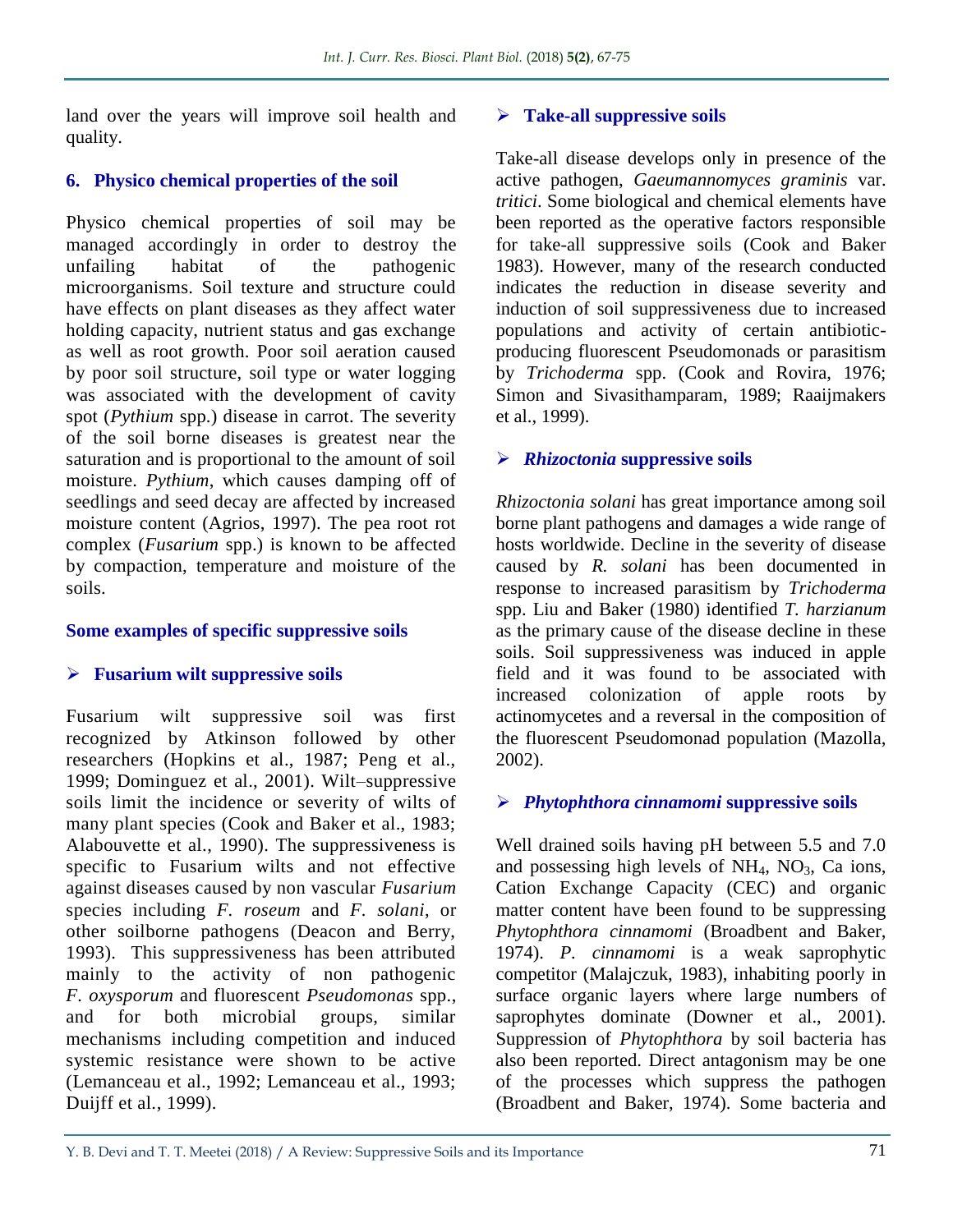land over the years will improve soil health and quality.

### 6. Physico chemical properties of the soil

Physico chemical properties of soil may be managed accordingly in order to destroy the unfailing habitat of the pathogenic microorganisms. Soil texture and structure could have effects on plant diseases as they affect water holding capacity, nutrient status and gas exchange as well as root growth. Poor soil aeration caused by poor soil structure, soil type or water logging was associated with the development of cavity spot (*Pythium* spp.) disease in carrot. The severity of the soil borne diseases is greatest near the saturation and is proportional to the amount of soil moisture. *Pythium*, which causes damping off of seedlings and seed decay are affected by increased moisture content (Agrios, 1997). The pea root rot complex (*Fusarium* spp.) is known to be affected by compaction, temperature and moisture of the soils.

### Some examples of specific suppressive soils

#### ➢ Fusarium wilt suppressive soils

Fusarium wilt suppressive soil was first recognized by Atkinson followed by other researchers (Hopkins et al., 1987; Peng et al., 1999; Dominguez et al., 2001). Wilt–suppressive soils limit the incidence or severity of wilts of many plant species (Cook and Baker et al., 1983; Alabouvette et al., 1990). The suppressiveness is specific to Fusarium wilts and not effective against diseases caused by non vascular *Fusarium* species including *F. roseum* and *F. solani*, or other soilborne pathogens (Deacon and Berry, 1993). This suppressiveness has been attributed mainly to the activity of non pathogenic *F. oxysporum* and fluorescent *Pseudomonas* spp., and for both microbial groups, similar mechanisms including competition and induced systemic resistance were shown to be active (Lemanceau et al., 1992; Lemanceau et al., 1993; Duijff et al., 1999).

#### ➢ Take-all suppressive soils

Take-all disease develops only in presence of the active pathogen, *Gaeumannomyces graminis* var. *tritici*. Some biological and chemical elements have been reported as the operative factors responsible for take-all suppressive soils (Cook and Baker 1983). However, many of the research conducted indicates the reduction in disease severity and induction of soil suppressiveness due to increased populations and activity of certain antibiotic-producing fluorescent Pseudomonads or parasitism by *Trichoderma* spp. (Cook and Rovira, 1976; Simon and Sivasithamparam, 1989; Raaijmakers et al., 1999).

#### ➢ *Rhizoctonia* suppressive soils

*Rhizoctonia solani* has great importance among soil borne plant pathogens and damages a wide range of hosts worldwide. Decline in the severity of disease caused by *R. solani* has been documented in response to increased parasitism by *Trichoderma* spp. Liu and Baker (1980) identified *T. harzianum* as the primary cause of the disease decline in these soils. Soil suppressiveness was induced in apple field and it was found to be associated with increased colonization of apple roots by actinomycetes and a reversal in the composition of the fluorescent Pseudomonad population (Mazolla, 2002).

#### ➢ *Phytophthora cinnamomi* suppressive soils

Well drained soils having pH between 5.5 and 7.0 and possessing high levels of $NH_4$, $NO_3$, Ca ions, Cation Exchange Capacity (CEC) and organic matter content have been found to be suppressing *Phytophthora cinnamomi* (Broadbent and Baker, 1974). *P. cinnamomi* is a weak saprophytic competitor (Malajczuk, 1983), inhabiting poorly in surface organic layers where large numbers of saprophytes dominate (Downer et al., 2001). Suppression of *Phytophthora* by soil bacteria has also been reported. Direct antagonism may be one of the processes which suppress the pathogen (Broadbent and Baker, 1974). Some bacteria and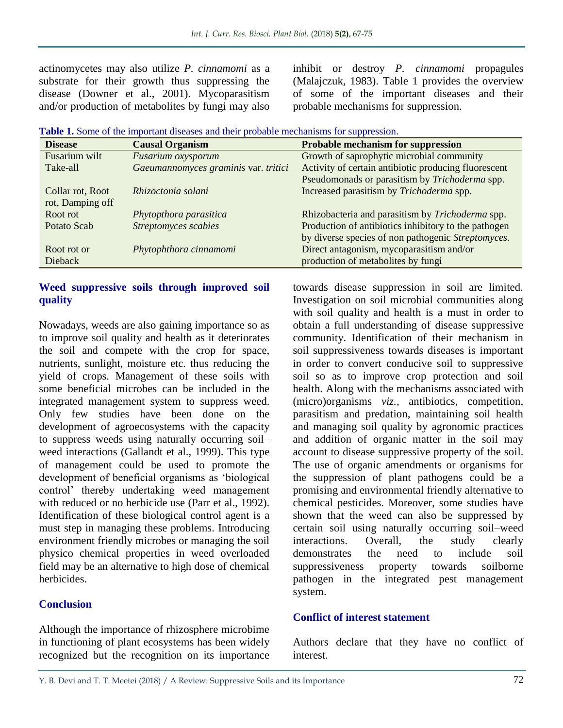actinomycetes may also utilize *P. cinnamomi* as a substrate for their growth thus suppressing the disease (Downer et al., 2001). Mycoparasitism and/or production of metabolites by fungi may also inhibit or destroy *P. cinnamomi* propagules (Malajczuk, 1983). Table 1 provides the overview of some of the important diseases and their probable mechanisms for suppression.

**Table 1.** Some of the important diseases and their probable mechanisms for suppression.

| Disease | Causal Organism | Probable mechanism for suppression |
|---|---|---|
| Fusarium wilt | *Fusarium oxysporum* | Growth of saprophytic microbial community |
| Take-all | *Gaeumannomyces graminis* var. *tritici* | Activity of certain antibiotic producing fluorescent Pseudomonads or parasitism by *Trichoderma* spp. |
| Collar rot, Root rot, Damping off | *Rhizoctonia solani* | Increased parasitism by *Trichoderma* spp. |
| Root rot | *Phytopthora parasitica* | Rhizobacteria and parasitism by *Trichoderma* spp. |
| Potato Scab | *Streptomyces scabies* | Production of antibiotics inhibitory to the pathogen by diverse species of non pathogenic *Streptomyces.* |
| Root rot or Dieback | *Phytophthora cinnamomi* | Direct antagonism, mycoparasitism and/or production of metabolites by fungi |

## Weed suppressive soils through improved soil quality

Nowadays, weeds are also gaining importance so as to improve soil quality and health as it deteriorates the soil and compete with the crop for space, nutrients, sunlight, moisture etc. thus reducing the yield of crops. Management of these soils with some beneficial microbes can be included in the integrated management system to suppress weed. Only few studies have been done on the development of agroecosystems with the capacity to suppress weeds using naturally occurring soil–weed interactions (Gallandt et al., 1999). This type of management could be used to promote the development of beneficial organisms as 'biological control' thereby undertaking weed management with reduced or no herbicide use (Parr et al., 1992). Identification of these biological control agent is a must step in managing these problems. Introducing environment friendly microbes or managing the soil physico chemical properties in weed overloaded field may be an alternative to high dose of chemical herbicides.

## Conclusion

Although the importance of rhizosphere microbime in functioning of plant ecosystems has been widely recognized but the recognition on its importance towards disease suppression in soil are limited. Investigation on soil microbial communities along with soil quality and health is a must in order to obtain a full understanding of disease suppressive community. Identification of their mechanism in soil suppressiveness towards diseases is important in order to convert conducive soil to suppressive soil so as to improve crop protection and soil health. Along with the mechanisms associated with (micro)organisms *viz.,* antibiotics, competition, parasitism and predation, maintaining soil health and managing soil quality by agronomic practices and addition of organic matter in the soil may account to disease suppressive property of the soil. The use of organic amendments or organisms for the suppression of plant pathogens could be a promising and environmental friendly alternative to chemical pesticides. Moreover, some studies have shown that the weed can also be suppressed by certain soil using naturally occurring soil–weed interactions. Overall, the study clearly demonstrates the need to include soil suppressiveness property towards soilborne pathogen in the integrated pest management system.

## Conflict of interest statement

Authors declare that they have no conflict of interest.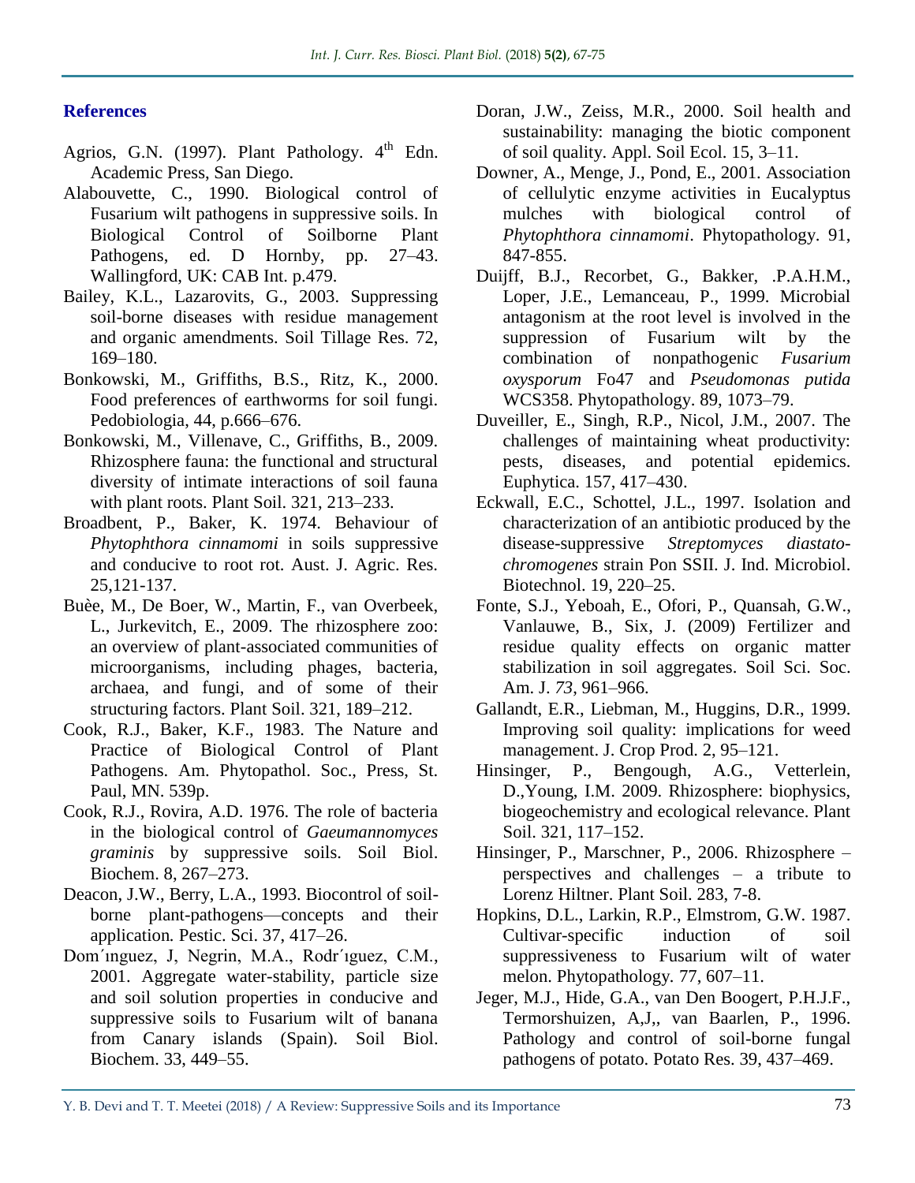## References

Agrios, G.N. (1997). Plant Pathology. 4th Edn. Academic Press, San Diego.

Alabouvette, C., 1990. Biological control of Fusarium wilt pathogens in suppressive soils. In Biological Control of Soilborne Plant Pathogens, ed. D Hornby, pp. 27–43. Wallingford, UK: CAB Int. p.479.

Bailey, K.L., Lazarovits, G., 2003. Suppressing soil-borne diseases with residue management and organic amendments. Soil Tillage Res. 72, 169–180.

Bonkowski, M., Griffiths, B.S., Ritz, K., 2000. Food preferences of earthworms for soil fungi. Pedobiologia, 44, p.666–676.

Bonkowski, M., Villenave, C., Griffiths, B., 2009. Rhizosphere fauna: the functional and structural diversity of intimate interactions of soil fauna with plant roots. Plant Soil. 321, 213–233.

Broadbent, P., Baker, K. 1974. Behaviour of *Phytophthora cinnamomi* in soils suppressive and conducive to root rot. Aust. J. Agric. Res. 25,121-137.

Buèe, M., De Boer, W., Martin, F., van Overbeek, L., Jurkevitch, E., 2009. The rhizosphere zoo: an overview of plant-associated communities of microorganisms, including phages, bacteria, archaea, and fungi, and of some of their structuring factors. Plant Soil. 321, 189–212.

Cook, R.J., Baker, K.F., 1983. The Nature and Practice of Biological Control of Plant Pathogens. Am. Phytopathol. Soc., Press, St. Paul, MN. 539p.

Cook, R.J., Rovira, A.D. 1976. The role of bacteria in the biological control of *Gaeumannomyces graminis* by suppressive soils. Soil Biol. Biochem. 8, 267–273.

Deacon, J.W., Berry, L.A., 1993. Biocontrol of soil-borne plant-pathogens—concepts and their application*.* Pestic. Sci. 37, 417–26.

Dom´ınguez, J, Negrin, M.A., Rodr´ıguez, C.M., 2001. Aggregate water-stability, particle size and soil solution properties in conducive and suppressive soils to Fusarium wilt of banana from Canary islands (Spain). Soil Biol. Biochem. 33, 449–55.

Doran, J.W., Zeiss, M.R., 2000. Soil health and sustainability: managing the biotic component of soil quality. Appl. Soil Ecol. 15, 3–11.

Downer, A., Menge, J., Pond, E., 2001. Association of cellulytic enzyme activities in Eucalyptus mulches with biological control of *Phytophthora cinnamomi*. Phytopathology. 91, 847-855.

Duijff, B.J., Recorbet, G., Bakker, .P.A.H.M., Loper, J.E., Lemanceau, P., 1999. Microbial antagonism at the root level is involved in the suppression of Fusarium wilt by the combination of nonpathogenic *Fusarium oxysporum* Fo47 and *Pseudomonas putida* WCS358. Phytopathology. 89, 1073–79.

Duveiller, E., Singh, R.P., Nicol, J.M., 2007. The challenges of maintaining wheat productivity: pests, diseases, and potential epidemics. Euphytica. 157, 417–430.

Eckwall, E.C., Schottel, J.L., 1997. Isolation and characterization of an antibiotic produced by the disease-suppressive *Streptomyces diastato-chromogenes* strain Pon SSII. J. Ind. Microbiol. Biotechnol. 19, 220–25.

Fonte, S.J., Yeboah, E., Ofori, P., Quansah, G.W., Vanlauwe, B., Six, J. (2009) Fertilizer and residue quality effects on organic matter stabilization in soil aggregates. Soil Sci. Soc. Am. J. *73*, 961–966.

Gallandt, E.R., Liebman, M., Huggins, D.R., 1999. Improving soil quality: implications for weed management. J. Crop Prod. 2, 95–121.

Hinsinger, P., Bengough, A.G., Vetterlein, D.,Young, I.M. 2009. Rhizosphere: biophysics, biogeochemistry and ecological relevance. Plant Soil. 321, 117–152.

Hinsinger, P., Marschner, P., 2006. Rhizosphere – perspectives and challenges – a tribute to Lorenz Hiltner. Plant Soil. 283, 7-8.

Hopkins, D.L., Larkin, R.P., Elmstrom, G.W. 1987. Cultivar-specific induction of soil suppressiveness to Fusarium wilt of water melon. Phytopathology. 77, 607–11.

Jeger, M.J., Hide, G.A., van Den Boogert, P.H.J.F., Termorshuizen, A,J,, van Baarlen, P., 1996. Pathology and control of soil-borne fungal pathogens of potato. Potato Res. 39, 437–469.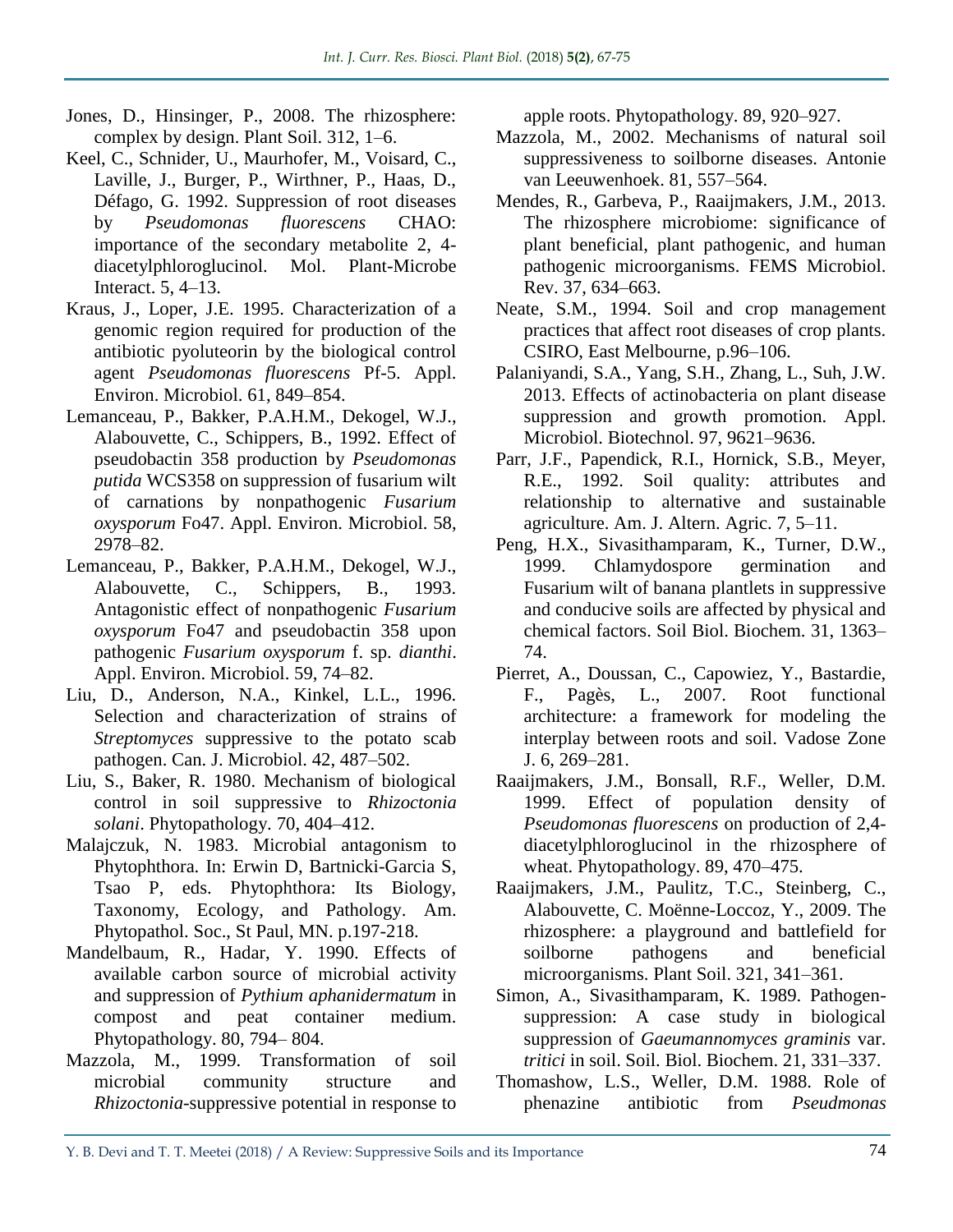Jones, D., Hinsinger, P., 2008. The rhizosphere: complex by design. Plant Soil. 312, 1–6.

Keel, C., Schnider, U., Maurhofer, M., Voisard, C., Laville, J., Burger, P., Wirthner, P., Haas, D., Défago, G. 1992. Suppression of root diseases by *Pseudomonas fluorescens* CHAO: importance of the secondary metabolite 2, 4-diacetylphloroglucinol. Mol. Plant-Microbe Interact. 5, 4–13.

Kraus, J., Loper, J.E. 1995. Characterization of a genomic region required for production of the antibiotic pyoluteorin by the biological control agent *Pseudomonas fluorescens* Pf-5. Appl. Environ. Microbiol. 61, 849–854.

Lemanceau, P., Bakker, P.A.H.M., Dekogel, W.J., Alabouvette, C., Schippers, B., 1992. Effect of pseudobactin 358 production by *Pseudomonas putida* WCS358 on suppression of fusarium wilt of carnations by nonpathogenic *Fusarium oxysporum* Fo47. Appl. Environ. Microbiol. 58, 2978–82.

Lemanceau, P., Bakker, P.A.H.M., Dekogel, W.J., Alabouvette, C., Schippers, B., 1993. Antagonistic effect of nonpathogenic *Fusarium oxysporum* Fo47 and pseudobactin 358 upon pathogenic *Fusarium oxysporum* f. sp. *dianthi*. Appl. Environ. Microbiol. 59, 74–82.

Liu, D., Anderson, N.A., Kinkel, L.L., 1996. Selection and characterization of strains of *Streptomyces* suppressive to the potato scab pathogen. Can. J. Microbiol. 42, 487–502.

Liu, S., Baker, R. 1980. Mechanism of biological control in soil suppressive to *Rhizoctonia solani*. Phytopathology. 70, 404–412.

Malajczuk, N. 1983. Microbial antagonism to Phytophthora. In: Erwin D, Bartnicki-Garcia S, Tsao P, eds. Phytophthora: Its Biology, Taxonomy, Ecology, and Pathology. Am. Phytopathol. Soc., St Paul, MN. p.197-218.

Mandelbaum, R., Hadar, Y. 1990. Effects of available carbon source of microbial activity and suppression of *Pythium aphanidermatum* in compost and peat container medium. Phytopathology. 80, 794– 804.

Mazzola, M., 1999. Transformation of soil microbial community structure and *Rhizoctonia*-suppressive potential in response to apple roots. Phytopathology. 89, 920–927.

Mazzola, M., 2002. Mechanisms of natural soil suppressiveness to soilborne diseases. Antonie van Leeuwenhoek. 81, 557–564.

Mendes, R., Garbeva, P., Raaijmakers, J.M., 2013. The rhizosphere microbiome: significance of plant beneficial, plant pathogenic, and human pathogenic microorganisms. FEMS Microbiol. Rev. 37, 634–663.

Neate, S.M., 1994. Soil and crop management practices that affect root diseases of crop plants. CSIRO, East Melbourne, p.96–106.

Palaniyandi, S.A., Yang, S.H., Zhang, L., Suh, J.W. 2013. Effects of actinobacteria on plant disease suppression and growth promotion. Appl. Microbiol. Biotechnol. 97, 9621–9636.

Parr, J.F., Papendick, R.I., Hornick, S.B., Meyer, R.E., 1992. Soil quality: attributes and relationship to alternative and sustainable agriculture. Am. J. Altern. Agric. 7, 5–11.

Peng, H.X., Sivasithamparam, K., Turner, D.W., 1999. Chlamydospore germination and Fusarium wilt of banana plantlets in suppressive and conducive soils are affected by physical and chemical factors. Soil Biol. Biochem. 31, 1363–74.

Pierret, A., Doussan, C., Capowiez, Y., Bastardie, F., Pagès, L., 2007. Root functional architecture: a framework for modeling the interplay between roots and soil. Vadose Zone J. 6, 269–281.

Raaijmakers, J.M., Bonsall, R.F., Weller, D.M. 1999. Effect of population density of *Pseudomonas fluorescens* on production of 2,4-diacetylphloroglucinol in the rhizosphere of wheat. Phytopathology. 89, 470–475.

Raaijmakers, J.M., Paulitz, T.C., Steinberg, C., Alabouvette, C. Moënne-Loccoz, Y., 2009. The rhizosphere: a playground and battlefield for soilborne pathogens and beneficial microorganisms. Plant Soil. 321, 341–361.

Simon, A., Sivasithamparam, K. 1989. Pathogen-suppression: A case study in biological suppression of *Gaeumannomyces graminis* var. *tritici* in soil. Soil. Biol. Biochem. 21, 331–337.

Thomashow, L.S., Weller, D.M. 1988. Role of phenazine antibiotic from *Pseudmonas*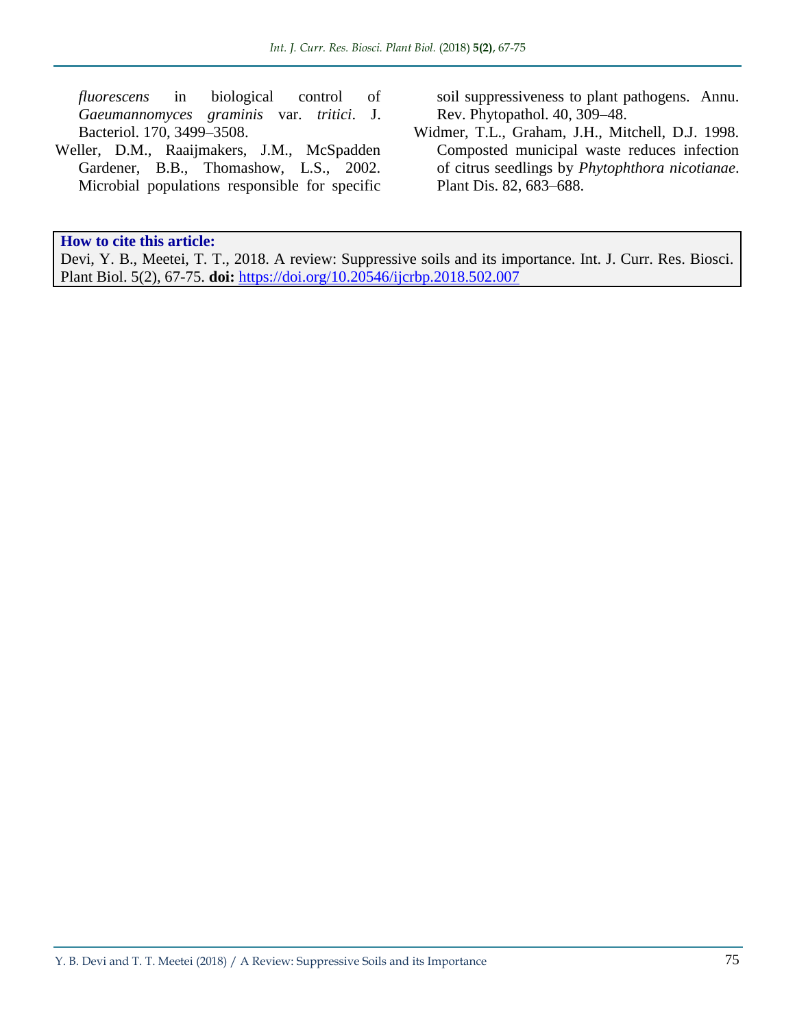*fluorescens* in biological control of *Gaeumannomyces graminis* var. *tritici*. J. Bacteriol. 170, 3499–3508.

Weller, D.M., Raaijmakers, J.M., McSpadden Gardener, B.B., Thomashow, L.S., 2002. Microbial populations responsible for specific soil suppressiveness to plant pathogens. Annu. Rev. Phytopathol. 40, 309–48.

Widmer, T.L., Graham, J.H., Mitchell, D.J. 1998. Composted municipal waste reduces infection of citrus seedlings by *Phytophthora nicotianae*. Plant Dis. 82, 683–688.

**How to cite this article:**

Devi, Y. B., Meetei, T. T., 2018. A review: Suppressive soils and its importance. Int. J. Curr. Res. Biosci. Plant Biol. 5(2), 67-75. **doi:** https://doi.org/10.20546/ijcrbp.2018.502.007